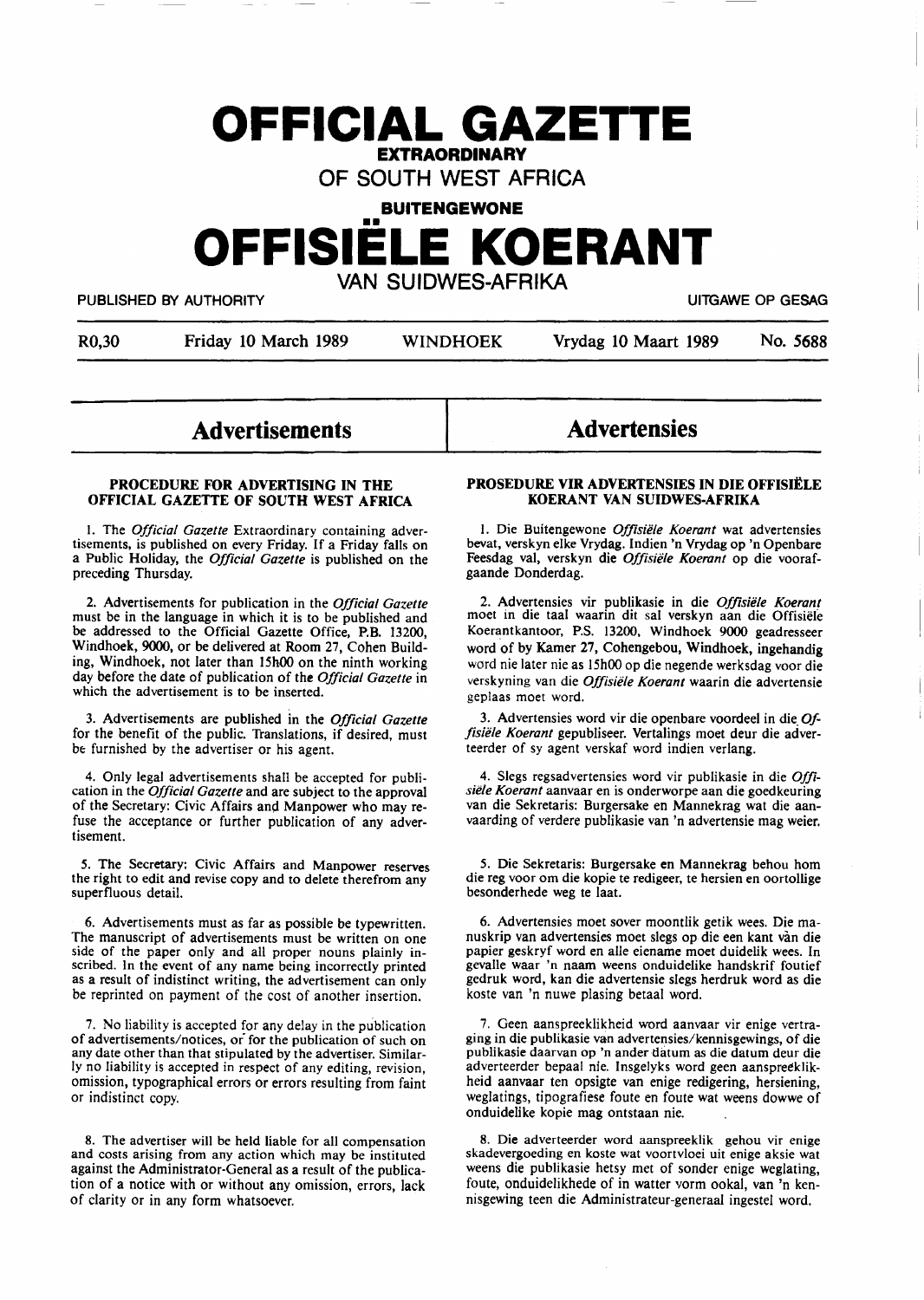# OFFICIAL GAZETTE

**EXTRAORDINARY**

**OF SOUTH WEST AFRICA**

**BUITENGEWONE**

# OFFISIËLE KOERANT

**VAN SUIDWES-AFRIKA**

PUBLISHED BY AUTHORITY — UITGAWE OP GESAG

R0,30 — Friday 10 March 1989 — WINDHOEK — Vrydag 10 Maart 1989 — No. 5688

## Advertisements

### PROCEDURE FOR ADVERTISING IN THE OFFICIAL GAZETTE OF SOUTH WEST AFRICA

1. The *Official Gazette* Extraordinary containing advertisements, is published on every Friday. If a Friday falls on a Public Holiday, the *Official Gazette* is published on the preceding Thursday.

2. Advertisements for publication in the *Official Gazette* must be in the language in which it is to be published and be addressed to the Official Gazette Office, P.B. 13200, Windhoek, 9000, or be delivered at Room 27, Cohen Building, Windhoek, not later than 15h00 on the ninth working day before the date of publication of the *Official Gazette* in which the advertisement is to be inserted.

3. Advertisements are published in the *Official Gazette* for the benefit of the public. Translations, if desired, must be furnished by the advertiser or his agent.

4. Only legal advertisements shall be accepted for publication in the *Official Gazette* and are subject to the approval of the Secretary: Civic Affairs and Manpower who may refuse the acceptance or further publication of any advertisement.

5. The Secretary: Civic Affairs and Manpower reserves the right to edit and revise copy and to delete therefrom any superfluous detail.

6. Advertisements must as far as possible be typewritten. The manuscript of advertisements must be written on one side of the paper only and all proper nouns plainly inscribed. In the event of any name being incorrectly printed as a result of indistinct writing, the advertisement can only be reprinted on payment of the cost of another insertion.

7. No liability is accepted for any delay in the publication of advertisements/notices, or for the publication of such on any date other than that stipulated by the advertiser. Similarly no liability is accepted in respect of any editing, revision, omission, typographical errors or errors resulting from faint or indistinct copy.

8. The advertiser will be held liable for all compensation and costs arising from any action which may be instituted against the Administrator-General as a result of the publication of a notice with or without any omission, errors, lack of clarity or in any form whatsoever.

## Advertensies

### PROSEDURE VIR ADVERTENSIES IN DIE OFFISIËLE KOERANT VAN SUIDWES-AFRIKA

1. Die Buitengewone *Offisiële Koerant* wat advertensies bevat, verskyn elke Vrydag. Indien 'n Vrydag op 'n Openbare Feesdag val, verskyn die *Offisiële Koerant* op die voorafgaande Donderdag.

2. Advertensies vir publikasie in die *Offisiële Koerant* moet in die taal waarin dit sal verskyn aan die Offisiële Koerantkantoor, P.S. 13200, Windhoek 9000 geadresseer word of by Kamer 27, Cohengebou, Windhoek, ingehandig word nie later nie as 15h00 op die negende werksdag voor die verskyning van die *Offisiële Koerant* waarin die advertensie geplaas moet word.

3. Advertensies word vir die openbare voordeel in die *Offisiële Koerant* gepubliseer. Vertalings moet deur die adverteerder of sy agent verskaf word indien verlang.

4. Slegs regsadvertensies word vir publikasie in die *Offisiële Koerant* aanvaar en is onderworpe aan die goedkeuring van die Sekretaris: Burgersake en Mannekrag wat die aanvaarding of verdere publikasie van 'n advertensie mag weier.

5. Die Sekretaris: Burgersake en Mannekrag behou hom die reg voor om die kopie te redigeer, te hersien en oortollige besonderhede weg te laat.

6. Advertensies moet sover moontlik getik wees. Die manuskrip van advertensies moet slegs op die een kant van die papier geskryf word en alle eiename moet duidelik wees. In gevalle waar 'n naam weens onduidelike handskrif foutief gedruk word, kan die advertensie slegs herdruk word as die koste van 'n nuwe plasing betaal word.

7. Geen aanspreeklikheid word aanvaar vir enige vertraging in die publikasie van advertensies/kennisgewings, of die publikasie daarvan op 'n ander datum as die datum deur die adverteerder bepaal nie. Insgelyks word geen aanspreeklikheid aanvaar ten opsigte van enige redigering, hersiening, weglatings, tipografiese foute en foute wat weens dowwe of onduidelike kopie mag ontstaan nie.

8. Die adverteerder word aanspreeklik gehou vir enige skadevergoeding en koste wat voortvloei uit enige aksie wat weens die publikasie hetsy met of sonder enige weglating, foute, onduidelikhede of in watter vorm ookal, van 'n kennisgewing teen die Administrateur-generaal ingestel word.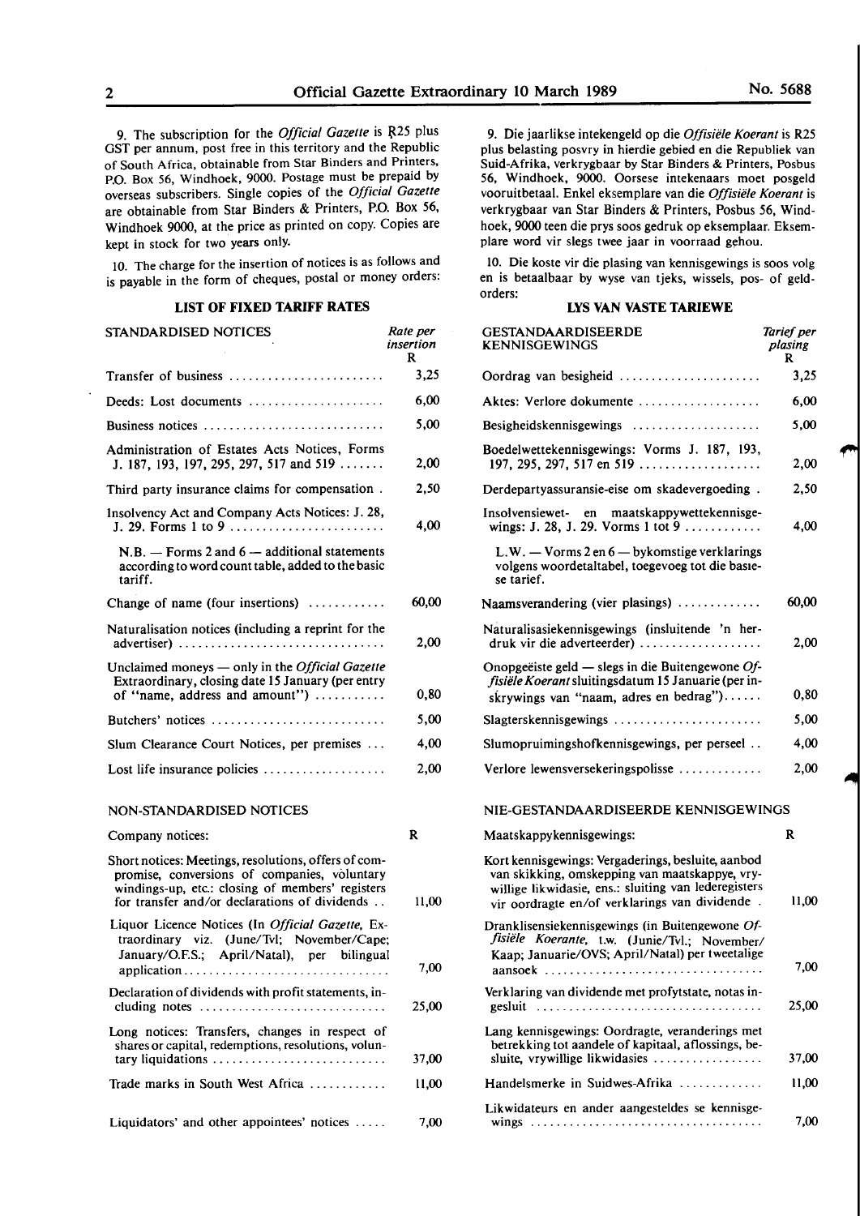9. The subscription for the *Official Gazette* is R25 plus GST per annum, post free in this territory and the Republic of South Africa, obtainable from Star Binders and Printers, P.O. Box 56, Windhoek, 9000. Postage must be prepaid by overseas subscribers. Single copies of the *Official Gazette* are obtainable from Star Binders & Printers, P.O. Box 56, Windhoek 9000, at the price as printed on copy. Copies are kept in stock for two years only.

10. The charge for the insertion of notices is as follows and is payable in the form of cheques, postal or money orders:

## LIST OF FIXED TARIFF RATES

| STANDARDISED NOTICES | Rate per insertion R |
|---|---|
| Transfer of business | 3,25 |
| Deeds: Lost documents | 6,00 |
| Business notices | 5,00 |
| Administration of Estates Acts Notices, Forms J. 187, 193, 197, 295, 297, 517 and 519 | 2,00 |
| Third party insurance claims for compensation | 2,50 |
| Insolvency Act and Company Acts Notices: J. 28, J. 29. Forms 1 to 9 | 4,00 |
| N.B. — Forms 2 and 6 — additional statements according to word count table, added to the basic tariff. | |
| Change of name (four insertions) | 60,00 |
| Naturalisation notices (including a reprint for the advertiser) | 2,00 |
| Unclaimed moneys — only in the *Official Gazette* Extraordinary, closing date 15 January (per entry of "name, address and amount") | 0,80 |
| Butchers' notices | 5,00 |
| Slum Clearance Court Notices, per premises | 4,00 |
| Lost life insurance policies | 2,00 |

| NON-STANDARDISED NOTICES | |
|---|---|
| Company notices: | R |
| Short notices: Meetings, resolutions, offers of compromise, conversions of companies, voluntary windings-up, etc.: closing of members' registers for transfer and/or declarations of dividends | 11,00 |
| Liquor Licence Notices (In *Official Gazette*, Extraordinary viz. (June/Tvl; November/Cape; January/O.F.S.; April/Natal), per bilingual application | 7,00 |
| Declaration of dividends with profit statements, including notes | 25,00 |
| Long notices: Transfers, changes in respect of shares or capital, redemptions, resolutions, voluntary liquidations | 37,00 |
| Trade marks in South West Africa | 11,00 |
| Liquidators' and other appointees' notices | 7,00 |

9. Die jaarlikse intekengeld op die *Offisiële Koerant* is R25 plus belasting posvry in hierdie gebied en die Republiek van Suid-Afrika, verkrygbaar by Star Binders & Printers, Posbus 56, Windhoek, 9000. Oorsese intekenaars moet posgeld vooruitbetaal. Enkel eksemplare van die *Offisiële Koerant* is verkrygbaar van Star Binders & Printers, Posbus 56, Windhoek, 9000 teen die prys soos gedruk op eksemplaar. Eksemplare word vir slegs twee jaar in voorraad gehou.

10. Die koste vir die plasing van kennisgewings is soos volg en is betaalbaar by wyse van tjeks, wissels, pos- of geldorders:

## LYS VAN VASTE TARIEWE

| GESTANDAARDISEERDE KENNISGEWINGS | Tarief per plasing R |
|---|---|
| Oordrag van besigheid | 3,25 |
| Aktes: Verlore dokumente | 6,00 |
| Besigheidskennisgewings | 5,00 |
| Boedelwettekennisgewings: Vorms J. 187, 193, 197, 295, 297, 517 en 519 | 2,00 |
| Derdepartyassuransie-eise om skadevergoeding | 2,50 |
| Insolvensiewet- en maatskappywettekennisgewings: J. 28, J. 29. Vorms 1 tot 9 | 4,00 |
| L.W. — Vorms 2 en 6 — bykomstige verklarings volgens woordetaltabel, toegevoeg tot die basiese tarief. | |
| Naamsverandering (vier plasings) | 60,00 |
| Naturalisasiekennisgewings (insluitende 'n herdruk vir die adverteerder) | 2,00 |
| Onopgeëiste geld — slegs in die Buitengewone *Offisiële Koerant* sluitingsdatum 15 Januarie (per inskrywings van "naam, adres en bedrag") | 0,80 |
| Slagterskennisgewings | 5,00 |
| Slumopruimingshofkennisgewings, per perseel | 4,00 |
| Verlore lewensversekeringspolisse | 2,00 |

| NIE-GESTANDAARDISEERDE KENNISGEWINGS | |
|---|---|
| Maatskappykennisgewings: | R |
| Kort kennisgewings: Vergaderings, besluite, aanbod van skikking, omskepping van maatskappye, vrywillige likwidasie, ens.: sluiting van lederegisters vir oordragte en/of verklarings van dividende | 11,00 |
| Dranklisensiekennisgewings (in Buitengewone *Offisiële Koerante*, t.w. (Junie/Tvl.; November/Kaap; Januarie/OVS; April/Natal) per tweetalige aansoek | 7,00 |
| Verklaring van dividende met profytstate, notas ingesluit | 25,00 |
| Lang kennisgewings: Oordragte, veranderings met betrekking tot aandele of kapitaal, aflossings, besluite, vrywillige likwidasies | 37,00 |
| Handelsmerke in Suidwes-Afrika | 11,00 |
| Likwidateurs en ander aangesteldes se kennisgewings | 7,00 |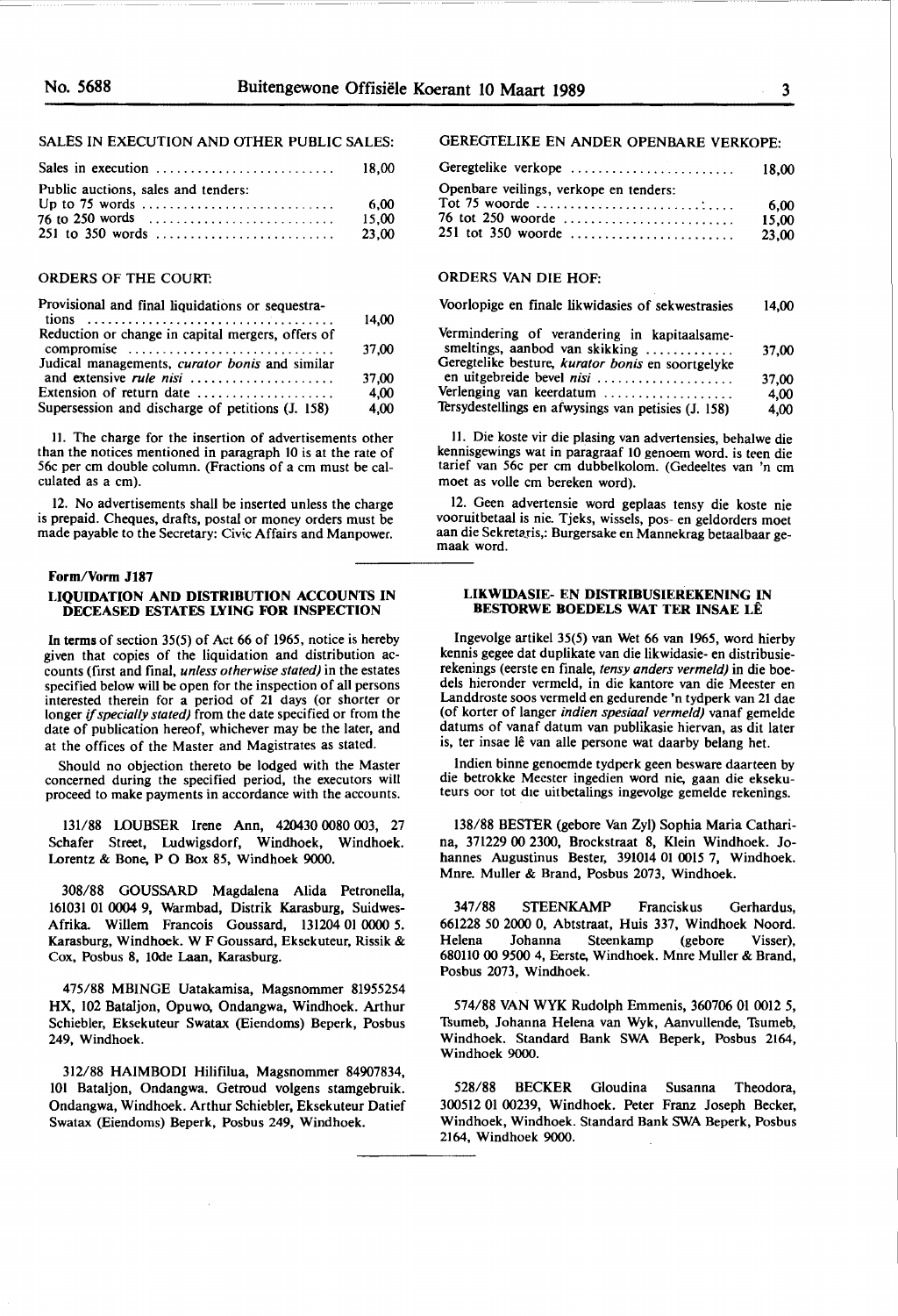SALES IN EXECUTION AND OTHER PUBLIC SALES:

| | |
|---|---|
| Sales in execution | 18,00 |
| Public auctions, sales and tenders: | |
| Up to 75 words | 6,00 |
| 76 to 250 words | 15,00 |
| 251 to 350 words | 23,00 |

ORDERS OF THE COURT:

| | |
|---|---|
| Provisional and final liquidations or sequestrations | 14,00 |
| Reduction or change in capital mergers, offers of compromise | 37,00 |
| Judicial managements, *curator bonis* and similar and extensive *rule nisi* | 37,00 |
| Extension of return date | 4,00 |
| Supersession and discharge of petitions (J. 158) | 4,00 |

11. The charge for the insertion of advertisements other than the notices mentioned in paragraph 10 is at the rate of 56c per cm double column. (Fractions of a cm must be calculated as a cm).

12. No advertisements shall be inserted unless the charge is prepaid. Cheques, drafts, postal or money orders must be made payable to the Secretary: Civic Affairs and Manpower.

GEREGTELIKE EN ANDER OPENBARE VERKOPE:

| | |
|---|---|
| Geregtelike verkope | 18,00 |
| Openbare veilings, verkope en tenders: | |
| Tot 75 woorde | 6,00 |
| 76 tot 250 woorde | 15,00 |
| 251 tot 350 woorde | 23,00 |

ORDERS VAN DIE HOF:

| | |
|---|---|
| Voorlopige en finale likwidasies of sekwestrasies | 14,00 |
| Vermindering of verandering in kapitaalsamesmeltings, aanbod van skikking | 37,00 |
| Geregtelike besture, *kurator bonis* en soortgelyke en uitgebreide bevel *nisi* | 37,00 |
| Verlenging van keerdatum | 4,00 |
| Tersydestellings en afwysings van petisies (J. 158) | 4,00 |

11. Die koste vir die plasing van advertensies, behalwe die kennisgewings wat in paragraaf 10 genoem word. is teen die tarief van 56c per cm dubbelkolom. (Gedeeltes van 'n cm moet as volle cm bereken word).

12. Geen advertensie word geplaas tensy die koste nie vooruitbetaal is nie. Tjeks, wissels, pos- en geldorders moet aan die Sekretaris,: Burgersake en Mannekrag betaalbaar gemaak word.

**Form/Vorm J187**

## LIQUIDATION AND DISTRIBUTION ACCOUNTS IN DECEASED ESTATES LYING FOR INSPECTION

In terms of section 35(5) of Act 66 of 1965, notice is hereby given that copies of the liquidation and distribution accounts (first and final, *unless otherwise stated)* in the estates specified below will be open for the inspection of all persons interested therein for a period of 21 days (or shorter or longer *if specially stated)* from the date specified or from the date of publication hereof, whichever may be the later, and at the offices of the Master and Magistrates as stated.

Should no objection thereto be lodged with the Master concerned during the specified period, the executors will proceed to make payments in accordance with the accounts.

131/88 LOUBSER Irene Ann, 420430 0080 003, 27 Schafer Street, Ludwigsdorf, Windhoek, Windhoek. Lorentz & Bone, P O Box 85, Windhoek 9000.

308/88 GOUSSARD Magdalena Alida Petronella, 161031 01 0004 9, Warmbad, Distrik Karasburg, Suidwes-Afrika. Willem Francois Goussard, 131204 01 0000 5. Karasburg, Windhoek. W F Goussard, Eksekuteur, Rissik & Cox, Posbus 8, 10de Laan, Karasburg.

475/88 MBINGE Uatakamisa, Magsnommer 81955254 HX, 102 Bataljon, Opuwo, Ondangwa, Windhoek. Arthur Schiebler, Eksekuteur Swatax (Eiendoms) Beperk, Posbus 249, Windhoek.

312/88 HAIMBODI Hilifilua, Magsnommer 84907834, 101 Bataljon, Ondangwa. Getroud volgens stamgebruik. Ondangwa, Windhoek. Arthur Schiebler, Eksekuteur Datief Swatax (Eiendoms) Beperk, Posbus 249, Windhoek.

## LIKWIDASIE- EN DISTRIBUSIEREKENING IN BESTORWE BOEDELS WAT TER INSAE LÊ

Ingevolge artikel 35(5) van Wet 66 van 1965, word hierby kennis gegee dat duplikate van die likwidasie- en distribusierekenings (eerste en finale, *tensy anders vermeld)* in die boedels hieronder vermeld, in die kantore van die Meester en Landdroste soos vermeld en gedurende 'n tydperk van 21 dae (of korter of langer *indien spesiaal vermeld)* vanaf gemelde datums of vanaf datum van publikasie hiervan, as dit later is, ter insae lê van alle persone wat daarby belang het.

Indien binne genoemde tydperk geen besware daarteen by die betrokke Meester ingedien word nie, gaan die eksekuteurs oor tot die uitbetalings ingevolge gemelde rekenings.

138/88 BESTER (gebore Van Zyl) Sophia Maria Catharina, 371229 00 2300, Brockstraat 8, Klein Windhoek. Johannes Augustinus Bester, 391014 01 0015 7, Windhoek. Mnre. Muller & Brand, Posbus 2073, Windhoek.

347/88 STEENKAMP Franciskus Gerhardus, 661228 50 2000 0, Abtstraat, Huis 337, Windhoek Noord. Helena Johanna Steenkamp (gebore Visser), 680110 00 9500 4, Eerste, Windhoek. Mnre Muller & Brand, Posbus 2073, Windhoek.

574/88 VAN WYK Rudolph Emmenis, 360706 01 0012 5, Tsumeb, Johanna Helena van Wyk, Aanvullende, Tsumeb, Windhoek. Standard Bank SWA Beperk, Posbus 2164, Windhoek 9000.

528/88 BECKER Gloudina Susanna Theodora, 300512 01 00239, Windhoek. Peter Franz Joseph Becker, Windhoek, Windhoek. Standard Bank SWA Beperk, Posbus 2164, Windhoek 9000.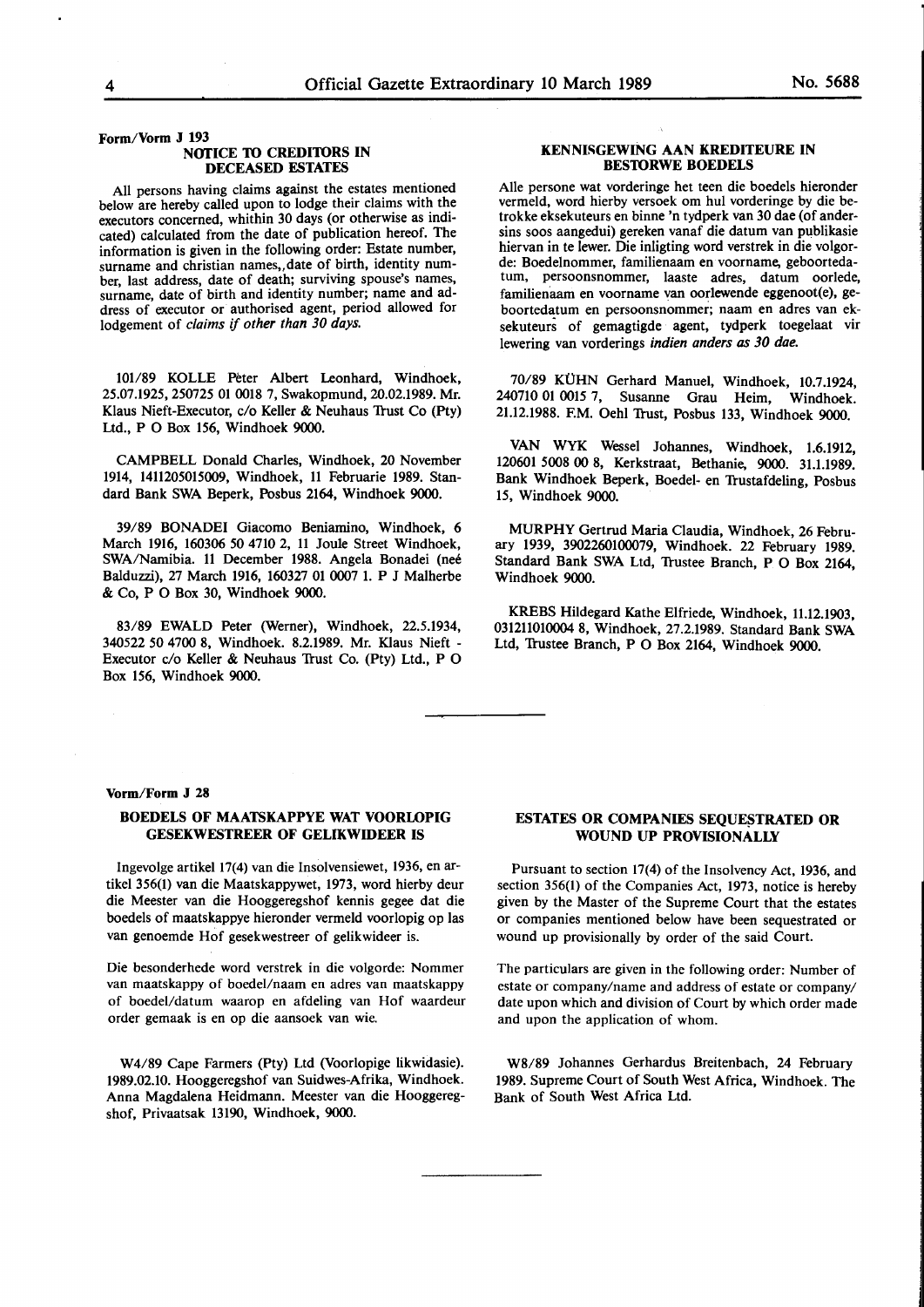Form/Vorm J 193

## NOTICE TO CREDITORS IN DECEASED ESTATES

All persons having claims against the estates mentioned below are hereby called upon to lodge their claims with the executors concerned, whithin 30 days (or otherwise as indicated) calculated from the date of publication hereof. The information is given in the following order: Estate number, surname and christian names, date of birth, identity number, last address, date of death; surviving spouse's names, surname, date of birth and identity number; name and address of executor or authorised agent, period allowed for lodgement of *claims if other than 30 days.*

101/89 KOLLE Peter Albert Leonhard, Windhoek, 25.07.1925, 250725 01 0018 7, Swakopmund, 20.02.1989. Mr. Klaus Nieft-Executor, c/o Keller & Neuhaus Trust Co (Pty) Ltd., P O Box 156, Windhoek 9000.

CAMPBELL Donald Charles, Windhoek, 20 November 1914, 1411205015009, Windhoek, 11 Februarie 1989. Standard Bank SWA Beperk, Posbus 2164, Windhoek 9000.

39/89 BONADEI Giacomo Beniamino, Windhoek, 6 March 1916, 160306 50 4710 2, 11 Joule Street Windhoek, SWA/Namibia. 11 December 1988. Angela Bonadei (neé Balduzzi), 27 March 1916, 160327 01 0007 1. P J Malherbe & Co, P O Box 30, Windhoek 9000.

83/89 EWALD Peter (Werner), Windhoek, 22.5.1934, 340522 50 4700 8, Windhoek. 8.2.1989. Mr. Klaus Nieft - Executor c/o Keller & Neuhaus Trust Co. (Pty) Ltd., P O Box 156, Windhoek 9000.

## KENNISGEWING AAN KREDITEURE IN BESTORWE BOEDELS

Alle persone wat vorderinge het teen die boedels hieronder vermeld, word hierby versoek om hul vorderinge by die betrokke eksekuteurs en binne 'n tydperk van 30 dae (of andersins soos aangedui) gereken vanaf die datum van publikasie hiervan in te lewer. Die inligting word verstrek in die volgorde: Boedelnommer, familienaam en voorname, geboortedatum, persoonsnommer, laaste adres, datum oorlede, familienaam en voorname van oorlewende eggenoot(e), geboortedatum en persoonsnommer; naam en adres van eksekuteurs of gemagtigde agent, tydperk toegelaat vir lewering van vorderings *indien anders as 30 dae.*

70/89 KÜHN Gerhard Manuel, Windhoek, 10.7.1924, 240710 01 0015 7, Susanne Grau Heim, Windhoek. 21.12.1988. F.M. Oehl Trust, Posbus 133, Windhoek 9000.

VAN WYK Wessel Johannes, Windhoek, 1.6.1912, 120601 5008 00 8, Kerkstraat, Bethanie, 9000. 31.1.1989. Bank Windhoek Beperk, Boedel- en Trustafdeling, Posbus 15, Windhoek 9000.

MURPHY Gertrud Maria Claudia, Windhoek, 26 February 1939, 3902260100079, Windhoek. 22 February 1989. Standard Bank SWA Ltd, Trustee Branch, P O Box 2164, Windhoek 9000.

KREBS Hildegard Kathe Elfriede, Windhoek, 11.12.1903, 031211010004 8, Windhoek, 27.2.1989. Standard Bank SWA Ltd, Trustee Branch, P O Box 2164, Windhoek 9000.

---

Vorm/Form J 28

## BOEDELS OF MAATSKAPPYE WAT VOORLOPIG GESEKWESTREER OF GELIKWIDEER IS

Ingevolge artikel 17(4) van die Insolvensiewet, 1936, en artikel 356(1) van die Maatskappywet, 1973, word hierby deur die Meester van die Hooggeregshof kennis gegee dat die boedels of maatskappye hieronder vermeld voorlopig op las van genoemde Hof gesekwestreer of gelikwideer is.

Die besonderhede word verstrek in die volgorde: Nommer van maatskappy of boedel/naam en adres van maatskappy of boedel/datum waarop en afdeling van Hof waardeur order gemaak is en op die aansoek van wie.

W4/89 Cape Farmers (Pty) Ltd (Voorlopige likwidasie). 1989.02.10. Hooggeregshof van Suidwes-Afrika, Windhoek. Anna Magdalena Heidmann. Meester van die Hooggeregshof, Privaatsak 13190, Windhoek, 9000.

## ESTATES OR COMPANIES SEQUESTRATED OR WOUND UP PROVISIONALLY

Pursuant to section 17(4) of the Insolvency Act, 1936, and section 356(1) of the Companies Act, 1973, notice is hereby given by the Master of the Supreme Court that the estates or companies mentioned below have been sequestrated or wound up provisionally by order of the said Court.

The particulars are given in the following order: Number of estate or company/name and address of estate or company/ date upon which and division of Court by which order made and upon the application of whom.

W8/89 Johannes Gerhardus Breitenbach, 24 February 1989. Supreme Court of South West Africa, Windhoek. The Bank of South West Africa Ltd.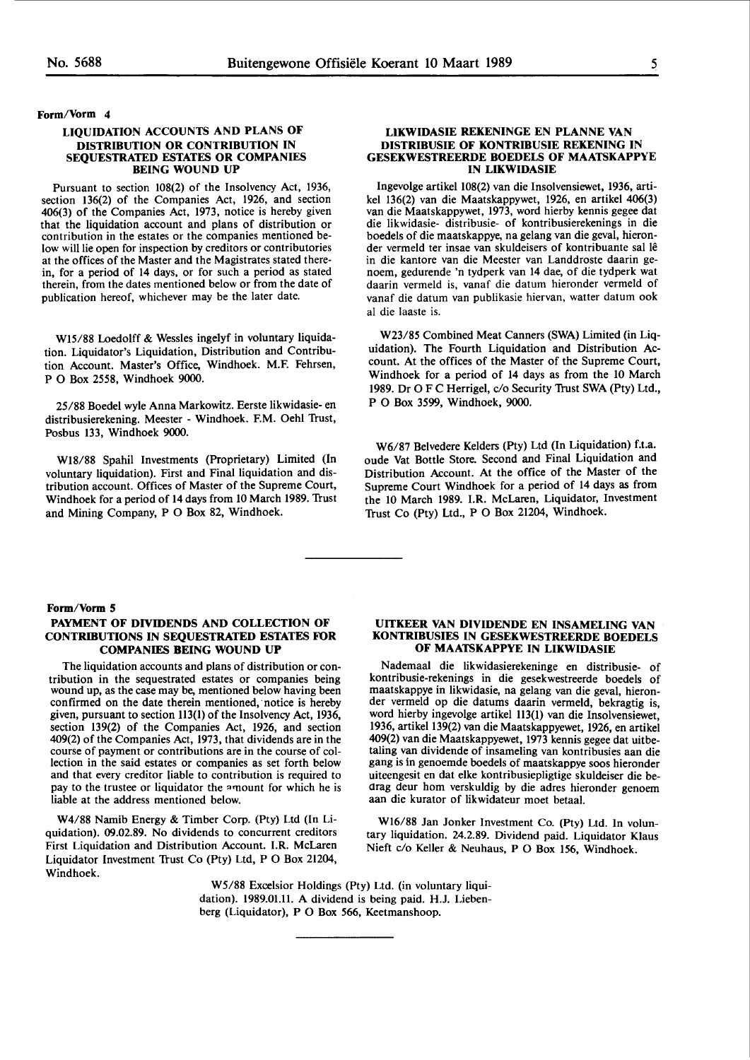**Form/Vorm 4**

### LIQUIDATION ACCOUNTS AND PLANS OF DISTRIBUTION OR CONTRIBUTION IN SEQUESTRATED ESTATES OR COMPANIES BEING WOUND UP

Pursuant to section 108(2) of the Insolvency Act, 1936, section 136(2) of the Companies Act, 1926, and section 406(3) of the Companies Act, 1973, notice is hereby given that the liquidation account and plans of distribution or contribution in the estates or the companies mentioned below will lie open for inspection by creditors or contributories at the offices of the Master and the Magistrates stated therein, for a period of 14 days, or for such a period as stated therein, from the dates mentioned below or from the date of publication hereof, whichever may be the later date.

W15/88 Loedolff & Wessles ingelyf in voluntary liquidation. Liquidator's Liquidation, Distribution and Contribution Account. Master's Office, Windhoek. M.F. Fehrsen, P O Box 2558, Windhoek 9000.

25/88 Boedel wyle Anna Markowitz. Eerste likwidasie- en distribusierekening. Meester - Windhoek. F.M. Oehl Trust, Posbus 133, Windhoek 9000.

W18/88 Spahil Investments (Proprietary) Limited (In voluntary liquidation). First and Final liquidation and distribution account. Offices of Master of the Supreme Court, Windhoek for a period of 14 days from 10 March 1989. Trust and Mining Company, P O Box 82, Windhoek.

### LIKWIDASIE REKENINGE EN PLANNE VAN DISTRIBUSIE OF KONTRIBUSIE REKENING IN GESEKWESTREERDE BOEDELS OF MAATSKAPPYE IN LIKWIDASIE

Ingevolge artikel 108(2) van die Insolvensiewet, 1936, artikel 136(2) van die Maatskappywet, 1926, en artikel 406(3) van die Maatskappywet, 1973, word hierby kennis gegee dat die likwidasie- distribusie- of kontribusierekenings in die boedels of die maatskappye, na gelang van die geval, hieronder vermeld ter insae van skuldeisers of kontribuante sal lê in die kantore van die Meester van Landdroste daarin genoem, gedurende 'n tydperk van 14 dae, of die tydperk wat daarin vermeld is, vanaf die datum hieronder vermeld of vanaf die datum van publikasie hiervan, watter datum ook al die laaste is.

W23/85 Combined Meat Canners (SWA) Limited (in Liquidation). The Fourth Liquidation and Distribution Account. At the offices of the Master of the Supreme Court, Windhoek for a period of 14 days as from the 10 March 1989. Dr O F C Herrigel, c/o Security Trust SWA (Pty) Ltd., P O Box 3599, Windhoek, 9000.

W6/87 Belvedere Kelders (Pty) Ltd (In Liquidation) f.t.a. oude Vat Bottle Store. Second and Final Liquidation and Distribution Account. At the office of the Master of the Supreme Court Windhoek for a period of 14 days as from the 10 March 1989. I.R. McLaren, Liquidator, Investment Trust Co (Pty) Ltd., P O Box 21204, Windhoek.

---

**Form/Vorm 5**

### PAYMENT OF DIVIDENDS AND COLLECTION OF CONTRIBUTIONS IN SEQUESTRATED ESTATES FOR COMPANIES BEING WOUND UP

The liquidation accounts and plans of distribution or contribution in the sequestrated estates or companies being wound up, as the case may be, mentioned below having been confirmed on the date therein mentioned, notice is hereby given, pursuant to section 113(1) of the Insolvency Act, 1936, section 139(2) of the Companies Act, 1926, and section 409(2) of the Companies Act, 1973, that dividends are in the course of payment or contributions are in the course of collection in the said estates or companies as set forth below and that every creditor liable to contribution is required to pay to the trustee or liquidator the amount for which he is liable at the address mentioned below.

W4/88 Namib Energy & Timber Corp. (Pty) Ltd (In Liquidation). 09.02.89. No dividends to concurrent creditors First Liquidation and Distribution Account. I.R. McLaren Liquidator Investment Trust Co (Pty) Ltd, P O Box 21204, Windhoek.

### UITKEER VAN DIVIDENDE EN INSAMELING VAN KONTRIBUSIES IN GESEKWESTREERDE BOEDELS OF MAATSKAPPYE IN LIKWIDASIE

Nademaal die likwidasierekeninge en distribusie- of kontribusie-rekenings in die gesekwestreerde boedels of maatskappye in likwidasie, na gelang van die geval, hieronder vermeld op die datums daarin vermeld, bekragtig is, word hierby ingevolge artikel 113(1) van die Insolvensiewet, 1936, artikel 139(2) van die Maatskappyewet, 1926, en artikel 409(2) van die Maatskappyewet, 1973 kennis gegee dat uitbetaling van dividende of insameling van kontribusies aan die gang is in genoemde boedels of maatskappye soos hieronder uiteengesit en dat elke kontribusiepligtige skuldeiser die bedrag deur hom verskuldig by die adres hieronder genoem aan die kurator of likwidateur moet betaal.

W16/88 Jan Jonker Investment Co. (Pty) Ltd. In voluntary liquidation. 24.2.89. Dividend paid. Liquidator Klaus Nieft c/o Keller & Neuhaus, P O Box 156, Windhoek.

W5/88 Excelsior Holdings (Pty) Ltd. (in voluntary liquidation). 1989.01.11. A dividend is being paid. H.J. Liebenberg (Liquidator), P O Box 566, Keetmanshoop.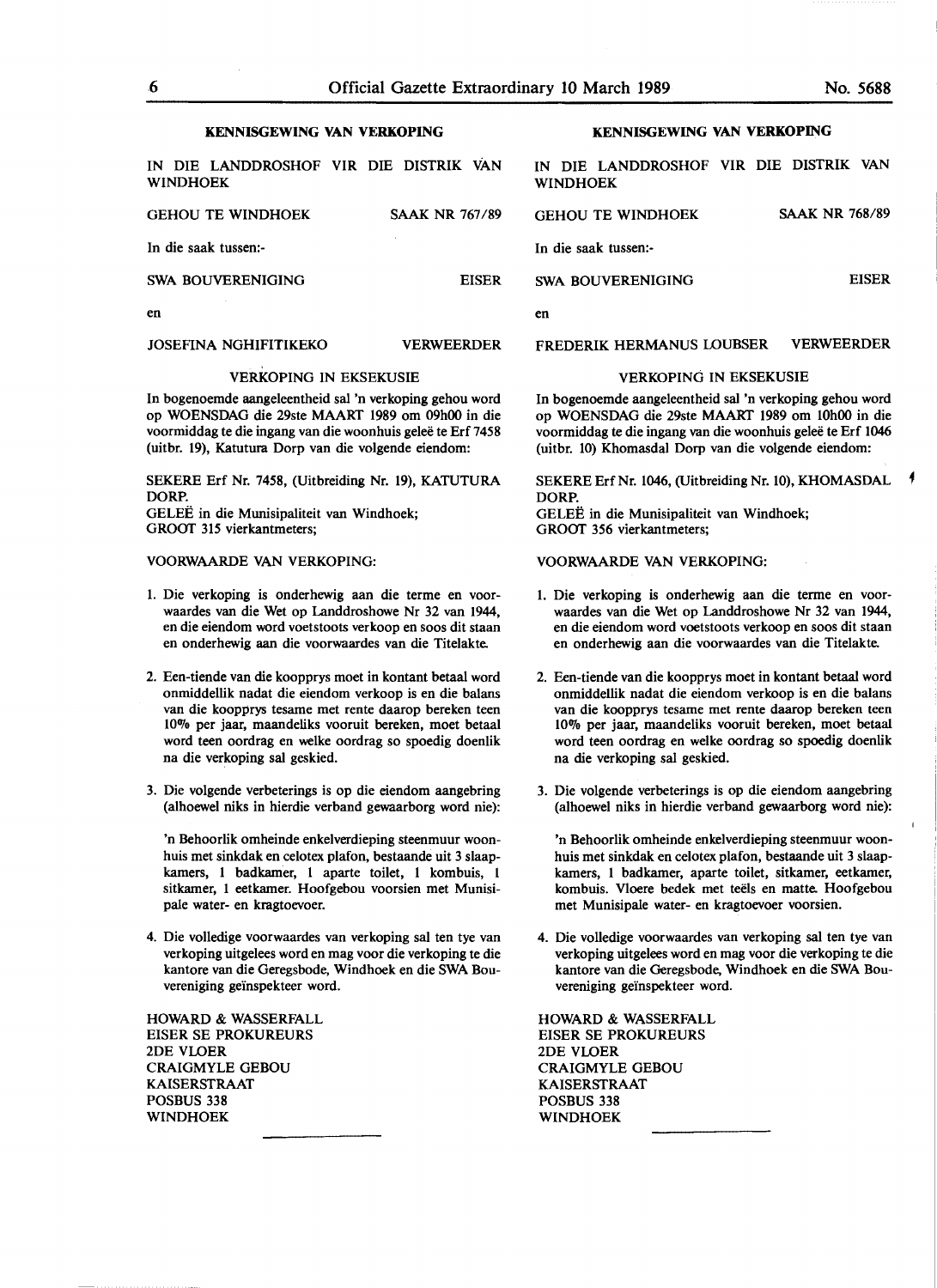## KENNISGEWING VAN VERKOPING

IN DIE LANDDROSHOF VIR DIE DISTRIK VAN WINDHOEK

GEHOU TE WINDHOEK SAAK NR 767/89

In die saak tussen:-

SWA BOUVERENIGING EISER

en

JOSEFINA NGHIFITIKEKO VERWEERDER

VERKOPING IN EKSEKUSIE

In bogenoemde aangeleentheid sal 'n verkoping gehou word op WOENSDAG die 29ste MAART 1989 om 09h00 in die voormiddag te die ingang van die woonhuis geleë te Erf 7458 (uitbr. 19), Katutura Dorp van die volgende eiendom:

SEKERE Erf Nr. 7458, (Uitbreiding Nr. 19), KATUTURA DORP.
GELEË in die Munisipaliteit van Windhoek;
GROOT 315 vierkantmeters;

VOORWAARDE VAN VERKOPING:

1. Die verkoping is onderhewig aan die terme en voorwaardes van die Wet op Landdroshowe Nr 32 van 1944, en die eiendom word voetstoots verkoop en soos dit staan en onderhewig aan die voorwaardes van die Titelakte.

2. Een-tiende van die koopprys moet in kontant betaal word onmiddellik nadat die eiendom verkoop is en die balans van die koopprys tesame met rente daarop bereken teen 10% per jaar, maandeliks vooruit bereken, moet betaal word teen oordrag en welke oordrag so spoedig doenlik na die verkoping sal geskied.

3. Die volgende verbeterings is op die eiendom aangebring (alhoewel niks in hierdie verband gewaarborg word nie):

   'n Behoorlik omheinde enkelverdieping steenmuur woonhuis met sinkdak en celotex plafon, bestaande uit 3 slaapkamers, 1 badkamer, 1 aparte toilet, 1 kombuis, 1 sitkamer, 1 eetkamer. Hoofgebou voorsien met Munisipale water- en kragtoevoer.

4. Die volledige voorwaardes van verkoping sal ten tye van verkoping uitgelees word en mag voor die verkoping te die kantore van die Geregsbode, Windhoek en die SWA Bouvereniging geïnspekteer word.

HOWARD & WASSERFALL
EISER SE PROKUREURS
2DE VLOER
CRAIGMYLE GEBOU
KAISERSTRAAT
POSBUS 338
WINDHOEK

---

## KENNISGEWING VAN VERKOPING

IN DIE LANDDROSHOF VIR DIE DISTRIK VAN WINDHOEK

GEHOU TE WINDHOEK SAAK NR 768/89

In die saak tussen:-

SWA BOUVERENIGING EISER

en

FREDERIK HERMANUS LOUBSER VERWEERDER

VERKOPING IN EKSEKUSIE

In bogenoemde aangeleentheid sal 'n verkoping gehou word op WOENSDAG die 29ste MAART 1989 om 10h00 in die voormiddag te die ingang van die woonhuis geleë te Erf 1046 (uitbr. 10) Khomasdal Dorp van die volgende eiendom:

SEKERE Erf Nr. 1046, (Uitbreiding Nr. 10), KHOMASDAL DORP.
GELEË in die Munisipaliteit van Windhoek;
GROOT 356 vierkantmeters;

VOORWAARDE VAN VERKOPING:

1. Die verkoping is onderhewig aan die terme en voorwaardes van die Wet op Landdroshowe Nr 32 van 1944, en die eiendom word voetstoots verkoop en soos dit staan en onderhewig aan die voorwaardes van die Titelakte.

2. Een-tiende van die koopprys moet in kontant betaal word onmiddellik nadat die eiendom verkoop is en die balans van die koopprys tesame met rente daarop bereken teen 10% per jaar, maandeliks vooruit bereken, moet betaal word teen oordrag en welke oordrag so spoedig doenlik na die verkoping sal geskied.

3. Die volgende verbeterings is op die eiendom aangebring (alhoewel niks in hierdie verband gewaarborg word nie):

   'n Behoorlik omheinde enkelverdieping steenmuur woonhuis met sinkdak en celotex plafon, bestaande uit 3 slaapkamers, 1 badkamer, aparte toilet, sitkamer, eetkamer, kombuis. Vloere bedek met teëls en matte. Hoofgebou met Munisipale water- en kragtoevoer voorsien.

4. Die volledige voorwaardes van verkoping sal ten tye van verkoping uitgelees word en mag voor die verkoping te die kantore van die Geregsbode, Windhoek en die SWA Bouvereniging geïnspekteer word.

HOWARD & WASSERFALL
EISER SE PROKUREURS
2DE VLOER
CRAIGMYLE GEBOU
KAISERSTRAAT
POSBUS 338
WINDHOEK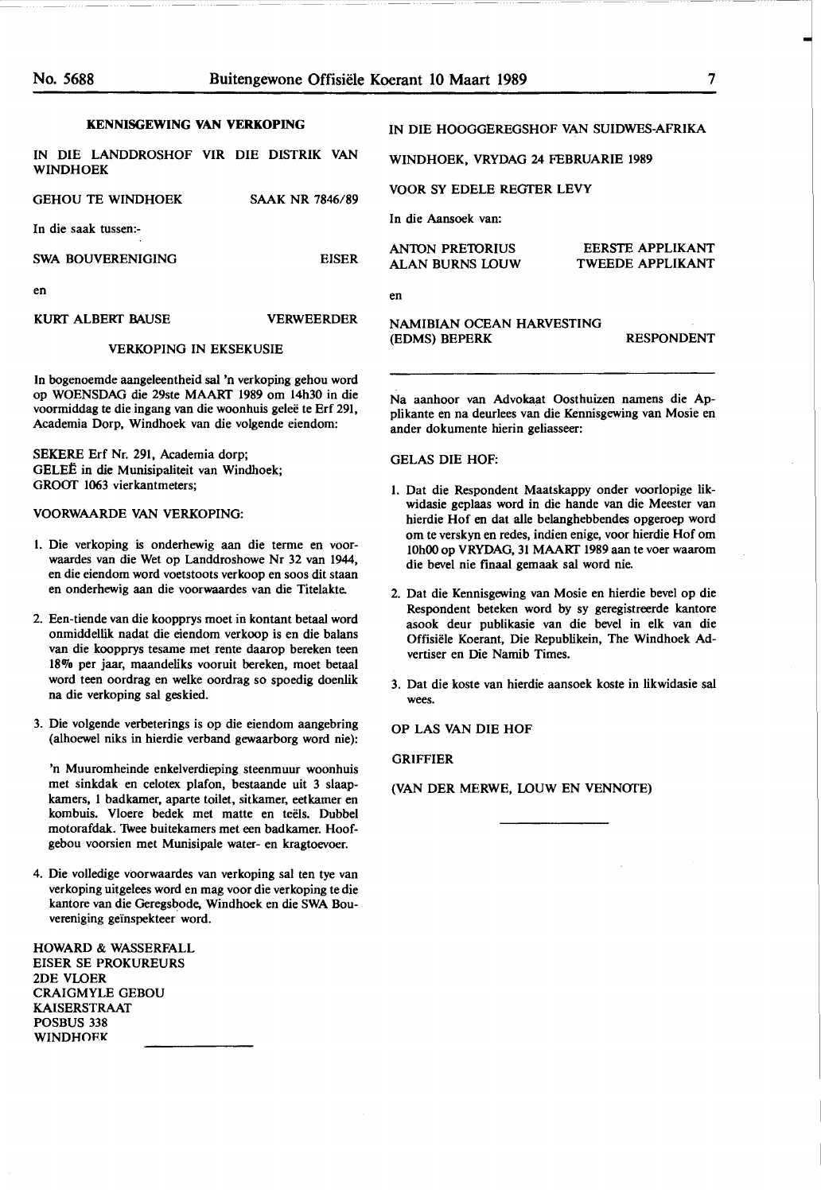## KENNISGEWING VAN VERKOPING

IN DIE LANDDROSHOF VIR DIE DISTRIK VAN WINDHOEK

GEHOU TE WINDHOEK — SAAK NR 7846/89

In die saak tussen:-

SWA BOUVERENIGING — EISER

en

KURT ALBERT BAUSE — VERWEERDER

VERKOPING IN EKSEKUSIE

In bogenoemde aangeleentheid sal 'n verkoping gehou word op WOENSDAG die 29ste MAART 1989 om 14h30 in die voormiddag te die ingang van die woonhuis geleë te Erf 291, Academia Dorp, Windhoek van die volgende eiendom:

SEKERE Erf Nr. 291, Academia dorp;
GELEË in die Munisipaliteit van Windhoek;
GROOT 1063 vierkantmeters;

VOORWAARDE VAN VERKOPING:

1. Die verkoping is onderhewig aan die terme en voorwaardes van die Wet op Landdroshowe Nr 32 van 1944, en die eiendom word voetstoots verkoop en soos dit staan en onderhewig aan die voorwaardes van die Titelakte.

2. Een-tiende van die koopprys moet in kontant betaal word onmiddellik nadat die eiendom verkoop is en die balans van die koopprys tesame met rente daarop bereken teen 18% per jaar, maandeliks vooruit bereken, moet betaal word teen oordrag en welke oordrag so spoedig doenlik na die verkoping sal geskied.

3. Die volgende verbeterings is op die eiendom aangebring (alhoewel niks in hierdie verband gewaarborg word nie):

   'n Muuromheinde enkelverdieping steenmuur woonhuis met sinkdak en celotex plafon, bestaande uit 3 slaapkamers, 1 badkamer, aparte toilet, sitkamer, eetkamer en kombuis. Vloere bedek met matte en teëls. Dubbel motorafdak. Twee buitekamers met een badkamer. Hoofgebou voorsien met Munisipale water- en kragtoevoer.

4. Die volledige voorwaardes van verkoping sal ten tye van verkoping uitgelees word en mag voor die verkoping te die kantore van die Geregsbode, Windhoek en die SWA Bouvereniging geïnspekteer word.

HOWARD & WASSERFALL
EISER SE PROKUREURS
2DE VLOER
CRAIGMYLE GEBOU
KAISERSTRAAT
POSBUS 338
WINDHOEK

---

IN DIE HOOGGEREGSHOF VAN SUIDWES-AFRIKA

WINDHOEK, VRYDAG 24 FEBRUARIE 1989

VOOR SY EDELE REGTER LEVY

In die Aansoek van:

ANTON PRETORIUS — EERSTE APPLIKANT
ALAN BURNS LOUW — TWEEDE APPLIKANT

en

NAMIBIAN OCEAN HARVESTING (EDMS) BEPERK — RESPONDENT

Na aanhoor van Advokaat Oosthuizen namens die Applikante en na deurlees van die Kennisgewing van Mosie en ander dokumente hierin geliasseer:

GELAS DIE HOF:

1. Dat die Respondent Maatskappy onder voorlopige likwidasie geplaas word in die hande van die Meester van hierdie Hof en dat alle belanghebbendes opgeroep word om te verskyn en redes, indien enige, voor hierdie Hof om 10h00 op VRYDAG, 31 MAART 1989 aan te voer waarom die bevel nie finaal gemaak sal word nie.

2. Dat die Kennisgewing van Mosie en hierdie bevel op die Respondent beteken word by sy geregistreerde kantore asook deur publikasie van die bevel in elk van die Offisiële Koerant, Die Republikein, The Windhoek Advertiser en Die Namib Times.

3. Dat die koste van hierdie aansoek koste in likwidasie sal wees.

OP LAS VAN DIE HOF

GRIFFIER

(VAN DER MERWE, LOUW EN VENNOTE)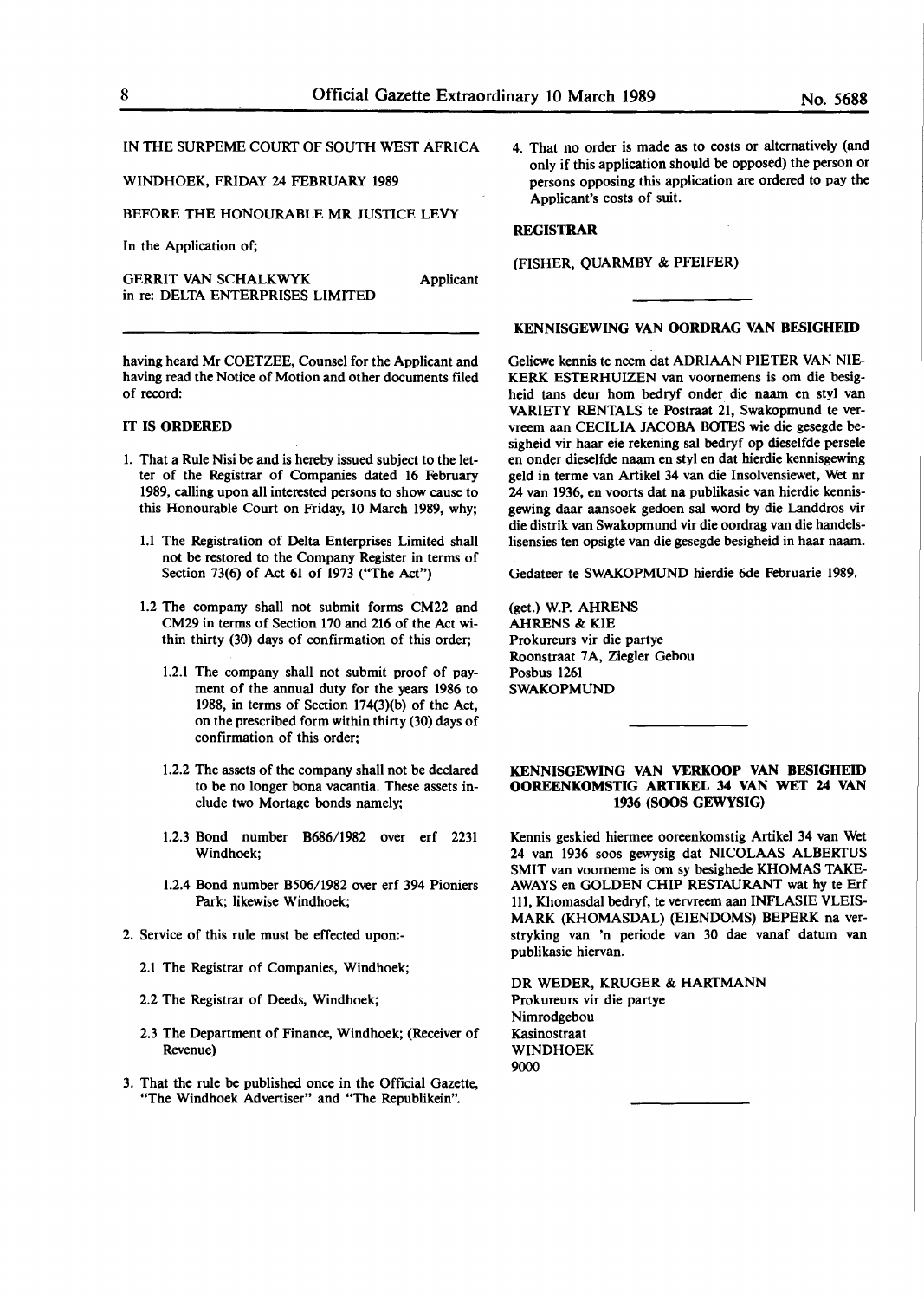IN THE SURPEME COURT OF SOUTH WEST AFRICA

WINDHOEK, FRIDAY 24 FEBRUARY 1989

BEFORE THE HONOURABLE MR JUSTICE LEVY

In the Application of;

GERRIT VAN SCHALKWYK — Applicant
in re: DELTA ENTERPRISES LIMITED

having heard Mr COETZEE, Counsel for the Applicant and having read the Notice of Motion and other documents filed of record:

**IT IS ORDERED**

1. That a Rule Nisi be and is hereby issued subject to the letter of the Registrar of Companies dated 16 February 1989, calling upon all interested persons to show cause to this Honourable Court on Friday, 10 March 1989, why;

   1.1 The Registration of Delta Enterprises Limited shall not be restored to the Company Register in terms of Section 73(6) of Act 61 of 1973 ("The Act")

   1.2 The company shall not submit forms CM22 and CM29 in terms of Section 170 and 216 of the Act within thirty (30) days of confirmation of this order;

   1.2.1 The company shall not submit proof of payment of the annual duty for the years 1986 to 1988, in terms of Section 174(3)(b) of the Act, on the prescribed form within thirty (30) days of confirmation of this order;

   1.2.2 The assets of the company shall not be declared to be no longer bona vacantia. These assets include two Mortage bonds namely;

   1.2.3 Bond number B686/1982 over erf 2231 Windhoek;

   1.2.4 Bond number B506/1982 over erf 394 Pioniers Park; likewise Windhoek;

2. Service of this rule must be effected upon:-

   2.1 The Registrar of Companies, Windhoek;

   2.2 The Registrar of Deeds, Windhoek;

   2.3 The Department of Finance, Windhoek; (Receiver of Revenue)

3. That the rule be published once in the Official Gazette, "The Windhoek Advertiser" and "The Republikein".

4. That no order is made as to costs or alternatively (and only if this application should be opposed) the person or persons opposing this application are ordered to pay the Applicant's costs of suit.

**REGISTRAR**

(FISHER, QUARMBY & PFEIFER)

---

**KENNISGEWING VAN OORDRAG VAN BESIGHEID**

Geliewe kennis te neem dat ADRIAAN PIETER VAN NIEKERK ESTERHUIZEN van voornemens is om die besigheid tans deur hom bedryf onder die naam en styl van VARIETY RENTALS te Postraat 21, Swakopmund te vervreem aan CECILIA JACOBA BOTES wie die gesegde besigheid vir haar eie rekening sal bedryf op dieselfde persele en onder dieselfde naam en styl en dat hierdie kennisgewing geld in terme van Artikel 34 van die Insolvensiewet, Wet nr 24 van 1936, en voorts dat na publikasie van hierdie kennisgewing daar aansoek gedoen sal word by die Landdros vir die distrik van Swakopmund vir die oordrag van die handelslisensies ten opsigte van die gesegde besigheid in haar naam.

Gedateer te SWAKOPMUND hierdie 6de Februarie 1989.

(get.) W.P. AHRENS
AHRENS & KIE
Prokureurs vir die partye
Roonstraat 7A, Ziegler Gebou
Posbus 1261
SWAKOPMUND

---

**KENNISGEWING VAN VERKOOP VAN BESIGHEID OOREENKOMSTIG ARTIKEL 34 VAN WET 24 VAN 1936 (SOOS GEWYSIG)**

Kennis geskied hiermee ooreenkomstig Artikel 34 van Wet 24 van 1936 soos gewysig dat NICOLAAS ALBERTUS SMIT van voorneme is om sy besighede KHOMAS TAKE-AWAYS en GOLDEN CHIP RESTAURANT wat hy te Erf 111, Khomasdal bedryf, te vervreem aan INFLASIE VLEISMARK (KHOMASDAL) (EIENDOMS) BEPERK na verstryking van 'n periode van 30 dae vanaf datum van publikasie hiervan.

DR WEDER, KRUGER & HARTMANN
Prokureurs vir die partye
Nimrodgebou
Kasinostraat
WINDHOEK
9000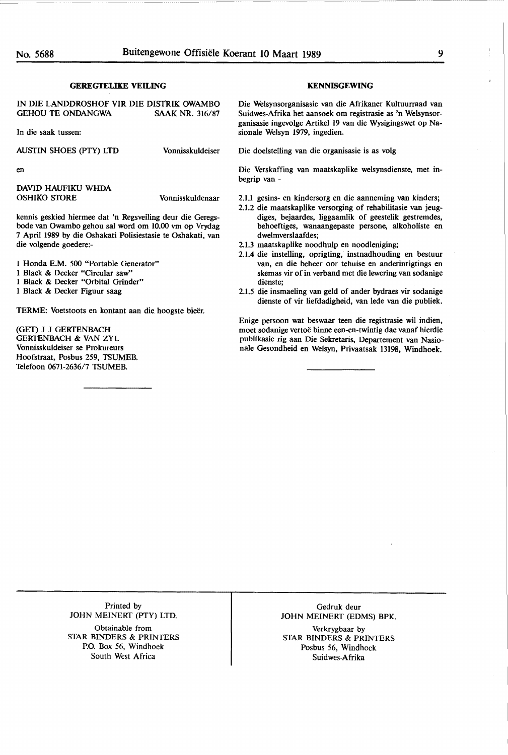## GEREGTELIKE VEILING

IN DIE LANDDROSHOF VIR DIE DISTRIK OWAMBO GEHOU TE ONDANGWA — SAAK NR. 316/87

In die saak tussen:

AUSTIN SHOES (PTY) LTD — Vonnisskuldeiser

en

DAVID HAUFIKU WHDA OSHIKO STORE — Vonnisskuldenaar

kennis geskied hiermee dat 'n Regsveiling deur die Geregsbode van Owambo gehou sal word om 10.00 vm op Vrydag 7 April 1989 by die Oshakati Polisiestasie te Oshakati, van die volgende goedere:-

1 Honda E.M. 500 "Portable Generator"
1 Black & Decker "Circular saw"
1 Black & Decker "Orbital Grinder"
1 Black & Decker Figuur saag

TERME: Voetstoots en kontant aan die hoogste bieër.

(GET) J J GERTENBACH
GERTENBACH & VAN ZYL
Vonnisskuldeiser se Prokureurs
Hoofstraat, Posbus 259, TSUMEB.
Telefoon 0671-2636/7 TSUMEB.

---

## KENNISGEWING

Die Welsynsorganisasie van die Afrikaner Kultuurraad van Suidwes-Afrika het aansoek om registrasie as 'n Welsynsorganisasie ingevolge Artikel 19 van die Wysigingswet op Nasionale Welsyn 1979, ingedien.

Die doelstelling van die organisasie is as volg

Die Verskaffing van maatskaplike welsynsdienste, met inbegrip van -

2.1.1 gesins- en kindersorg en die aanneming van kinders;

2.1.2 die maatskaplike versorging of rehabilitasie van jeugdiges, bejaardes, liggaamlik of geestelik gestremdes, behoeftiges, wanaangepaste persone, alkoholiste en dwelmverslaafdes;

2.1.3 maatskaplike noodhulp en noodleniging;

2.1.4 die instelling, oprigting, instnadhouding en bestuur van, en die beheer oor tehuise en anderinrigtings en skemas vir of in verband met die lewering van sodanige dienste;

2.1.5 die insmaeling van geld of ander bydraes vir sodanige dienste of vir liefdadigheid, van lede van die publiek.

Enige persoon wat beswaar teen die registrasie wil indien, moet sodanige vertoë binne een-en-twintig dae vanaf hierdie publikasie rig aan Die Sekretaris, Departement van Nasionale Gesondheid en Welsyn, Privaatsak 13198, Windhoek.

---

Printed by
JOHN MEINERT (PTY) LTD.
Obtainable from
STAR BINDERS & PRINTERS
P.O. Box 56, Windhoek
South West Africa

Gedruk deur
JOHN MEINERT (EDMS) BPK.
Verkrygbaar by
STAR BINDERS & PRINTERS
Posbus 56, Windhoek
Suidwes-Afrika